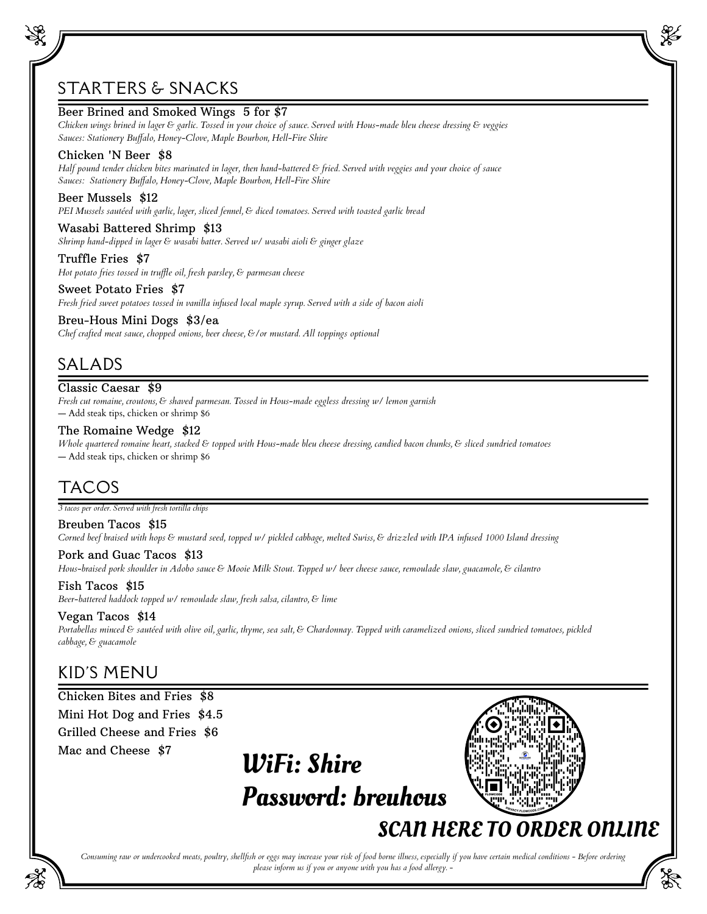## STARTERS & SNACKS

**Beer Brined and Smoked Wings 5 for $7**
*Chicken wings brined in lager & garlic. Tossed in your choice of sauce. Served with Hous-made bleu cheese dressing & veggies*
*Sauces: Stationery Buffalo, Honey-Clove, Maple Bourbon, Hell-Fire Shire*

**Chicken 'N Beer $8**
*Half pound tender chicken bites marinated in lager, then hand-battered & fried. Served with veggies and your choice of sauce*
*Sauces: Stationery Buffalo, Honey-Clove, Maple Bourbon, Hell-Fire Shire*

**Beer Mussels $12**
*PEI Mussels sautéed with garlic, lager, sliced fennel, & diced tomatoes. Served with toasted garlic bread*

**Wasabi Battered Shrimp $13**
*Shrimp hand-dipped in lager & wasabi batter. Served w/ wasabi aioli & ginger glaze*

**Truffle Fries $7**
*Hot potato fries tossed in truffle oil, fresh parsley, & parmesan cheese*

**Sweet Potato Fries $7**
*Fresh fried sweet potatoes tossed in vanilla infused local maple syrup. Served with a side of bacon aioli*

**Breu-Hous Mini Dogs $3/ea**
*Chef crafted meat sauce, chopped onions, beer cheese, &/or mustard. All toppings optional*

## SALADS

**Classic Caesar $9**
*Fresh cut romaine, croutons, & shaved parmesan. Tossed in Hous-made eggless dressing w/ lemon garnish*
— Add steak tips, chicken or shrimp $6

**The Romaine Wedge $12**
*Whole quartered romaine heart, stacked & topped with Hous-made bleu cheese dressing, candied bacon chunks, & sliced sundried tomatoes*
— Add steak tips, chicken or shrimp $6

## TACOS

*3 tacos per order. Served with fresh tortilla chips*

**Breuben Tacos $15**
*Corned beef braised with hops & mustard seed, topped w/ pickled cabbage, melted Swiss, & drizzled with IPA infused 1000 Island dressing*

**Pork and Guac Tacos $13**
*Hous-braised pork shoulder in Adobo sauce & Mooie Milk Stout. Topped w/ beer cheese sauce, remoulade slaw, guacamole, & cilantro*

**Fish Tacos $15**
*Beer-battered haddock topped w/ remoulade slaw, fresh salsa, cilantro, & lime*

**Vegan Tacos $14**
*Portabellas minced & sautéed with olive oil, garlic, thyme, sea salt, & Chardonnay. Topped with caramelized onions, sliced sundried tomatoes, pickled cabbage, & guacamole*

## KID'S MENU

**Chicken Bites and Fries $8**
**Mini Hot Dog and Fries $4.5**
**Grilled Cheese and Fries $6**
**Mac and Cheese $7**

***WiFi: Shire***
***Password: breuhous***

***SCAN HERE TO ORDER ONLINE***

*Consuming raw or undercooked meats, poultry, shellfish or eggs may increase your risk of food borne illness, especially if you have certain medical conditions - Before ordering please inform us if you or anyone with you has a food allergy. -*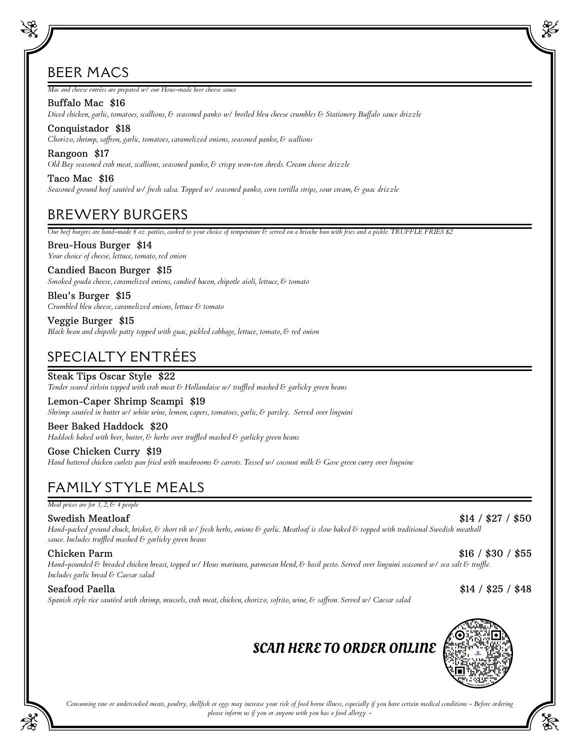## BEER MACS

*Mac and cheese entrées are prepared w/ our Hous-made beer cheese sauce*

**Buffalo Mac $16**
*Diced chicken, garlic, tomatoes, scallions, & seasoned panko w/ broiled bleu cheese crumbles & Stationery Buffalo sauce drizzle*

**Conquistador $18**
*Chorizo, shrimp, saffron, garlic, tomatoes, caramelized onions, seasoned panko, & scallions*

**Rangoon $17**
*Old Bay seasoned crab meat, scallions, seasoned panko, & crispy won-ton shreds. Cream cheese drizzle*

**Taco Mac $16**
*Seasoned ground beef sautéed w/ fresh salsa. Topped w/ seasoned panko, corn tortilla strips, sour cream, & guac drizzle*

## BREWERY BURGERS

*Our beef burgers are hand-made 8 oz. patties, cooked to your choice of temperature & served on a brioche bun with fries and a pickle. TRUFFLE FRIES $2*

**Breu-Hous Burger $14**
*Your choice of cheese, lettuce, tomato, red onion*

**Candied Bacon Burger $15**
*Smoked gouda cheese, caramelized onions, candied bacon, chipotle aioli, lettuce, & tomato*

**Bleu's Burger $15**
*Crumbled bleu cheese, caramelized onions, lettuce & tomato*

**Veggie Burger $15**
*Black bean and chipotle patty topped with guac, pickled cabbage, lettuce, tomato, & red onion*

## SPECIALTY ENTRÉES

**Steak Tips Oscar Style $22**
*Tender seared sirloin topped with crab meat & Hollandaise w/ truffled mashed & garlicky green beans*

**Lemon-Caper Shrimp Scampi $19**
*Shrimp sautéed in butter w/ white wine, lemon, capers, tomatoes, garlic, & parsley. Served over linguini*

**Beer Baked Haddock $20**
*Haddock baked with beer, butter, & herbs over truffled mashed & garlicky green beans*

**Gose Chicken Curry $19**
*Hand battered chicken cutlets pan fried with mushrooms & carrots. Tossed w/ coconut milk & Gose green curry over linguine*

## FAMILY STYLE MEALS

*Meal prices are for 1, 2, & 4 people*

**Swedish Meatloaf** — $14 / $27 / $50
*Hand-packed ground chuck, brisket, & short rib w/ fresh herbs, onions & garlic. Meatloaf is slow baked & topped with traditional Swedish meatball sauce. Includes truffled mashed & garlicky green beans*

**Chicken Parm** — $16 / $30 / $55
*Hand-pounded & breaded chicken breast, topped w/ Hous marinara, parmesan blend, & basil pesto. Served over linguini seasoned w/ sea salt & truffle. Includes garlic bread & Caesar salad*

**Seafood Paella** — $14 / $25 / $48
*Spanish style rice sautéed with shrimp, mussels, crab meat, chicken, chorizo, sofrito, wine, & saffron. Served w/ Caesar salad*

***SCAN HERE TO ORDER ONLINE***

*Consuming raw or undercooked meats, poultry, shellfish or eggs may increase your risk of food borne illness, especially if you have certain medical conditions - Before ordering please inform us if you or anyone with you has a food allergy. -*